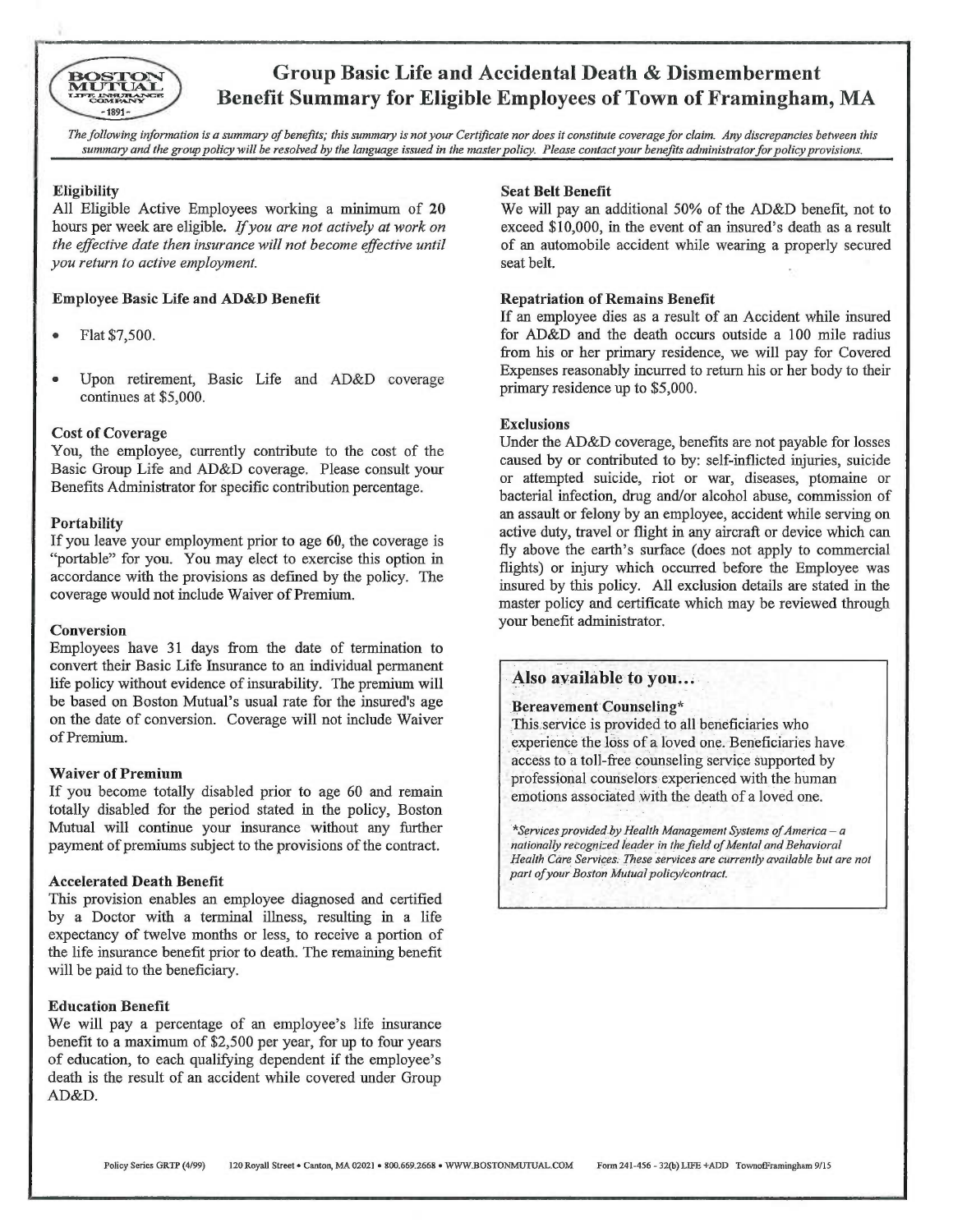# Group Basic Life and Accidental Death & Dismemberment Benefit Summary for Eligible Employees of Town of Framingham, MA

*The following information is a summary of benefits; this summary is not your Certificate nor does it constitute coverage for claim. Any discrepancies between this summary and the group policy will be resolved by the language issued in the master policy. Please contact your benefits administrator for policy provisions.*

### Eligibility

All Eligible Active Employees working a minimum of **20** hours per week are eligible. *If you are not actively at work on the effective date then insurance will not become effective until you return to active employment.*

### Employee Basic Life and AD&D Benefit

- Flat $7,500.
- Upon retirement, Basic Life and AD&D coverage continues at $5,000.

### Cost of Coverage

You, the employee, currently contribute to the cost of the Basic Group Life and AD&D coverage. Please consult your Benefits Administrator for specific contribution percentage.

### Portability

If you leave your employment prior to age **60**, the coverage is "portable" for you. You may elect to exercise this option in accordance with the provisions as defined by the policy. The coverage would not include Waiver of Premium.

### Conversion

Employees have 31 days from the date of termination to convert their Basic Life Insurance to an individual permanent life policy without evidence of insurability. The premium will be based on Boston Mutual's usual rate for the insured's age on the date of conversion. Coverage will not include Waiver of Premium.

### Waiver of Premium

If you become totally disabled prior to age 60 and remain totally disabled for the period stated in the policy, Boston Mutual will continue your insurance without any further payment of premiums subject to the provisions of the contract.

### Accelerated Death Benefit

This provision enables an employee diagnosed and certified by a Doctor with a terminal illness, resulting in a life expectancy of twelve months or less, to receive a portion of the life insurance benefit prior to death. The remaining benefit will be paid to the beneficiary.

### Education Benefit

We will pay a percentage of an employee's life insurance benefit to a maximum of $2,500 per year, for up to four years of education, to each qualifying dependent if the employee's death is the result of an accident while covered under Group AD&D.

### Seat Belt Benefit

We will pay an additional 50% of the AD&D benefit, not to exceed $10,000, in the event of an insured's death as a result of an automobile accident while wearing a properly secured seat belt.

### Repatriation of Remains Benefit

If an employee dies as a result of an Accident while insured for AD&D and the death occurs outside a 100 mile radius from his or her primary residence, we will pay for Covered Expenses reasonably incurred to return his or her body to their primary residence up to $5,000.

### Exclusions

Under the AD&D coverage, benefits are not payable for losses caused by or contributed to by: self-inflicted injuries, suicide or attempted suicide, riot or war, diseases, ptomaine or bacterial infection, drug and/or alcohol abuse, commission of an assault or felony by an employee, accident while serving on active duty, travel or flight in any aircraft or device which can fly above the earth's surface (does not apply to commercial flights) or injury which occurred before the Employee was insured by this policy. All exclusion details are stated in the master policy and certificate which may be reviewed through your benefit administrator.

## Also available to you…

### Bereavement Counseling*

This service is provided to all beneficiaries who experience the loss of a loved one. Beneficiaries have access to a toll-free counseling service supported by professional counselors experienced with the human emotions associated with the death of a loved one.

*\*Services provided by Health Management Systems of America – a nationally recognized leader in the field of Mental and Behavioral Health Care Services. These services are currently available but are not part of your Boston Mutual policy/contract.*

Policy Series GRTP (4/99) 120 Royall Street • Canton, MA 02021 • 800.669.2668 • WWW.BOSTONMUTUAL.COM Form 241-456 - 32(b) LIFE +ADD TownofFramingham 9/15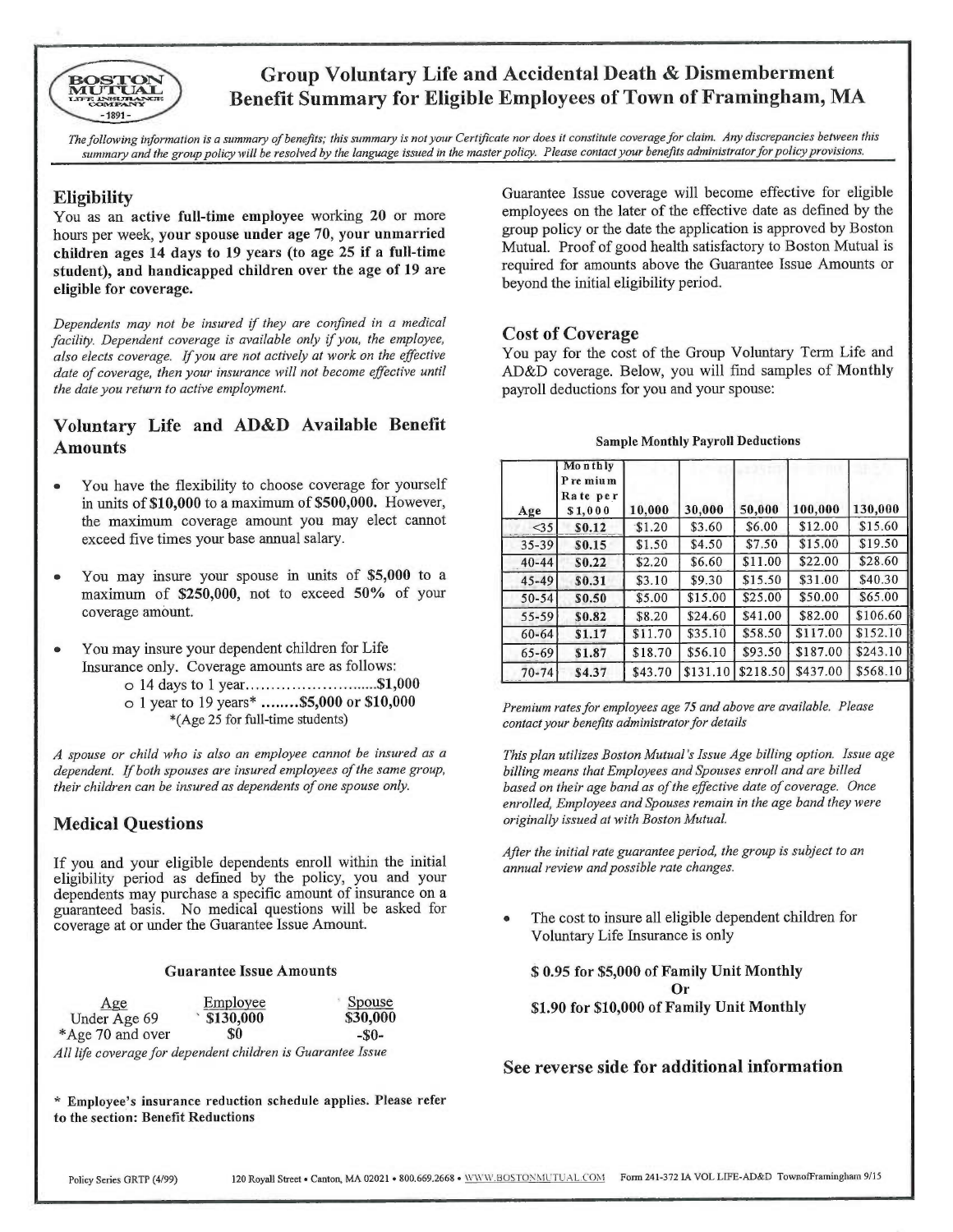# Group Voluntary Life and Accidental Death & Dismemberment Benefit Summary for Eligible Employees of Town of Framingham, MA

*The following information is a summary of benefits; this summary is not your Certificate nor does it constitute coverage for claim. Any discrepancies between this summary and the group policy will be resolved by the language issued in the master policy. Please contact your benefits administrator for policy provisions.*

## Eligibility

You as an **active full-time employee** working **20** or more hours per week, **your spouse under age 70, your unmarried children ages 14 days to 19 years (to age 25 if a full-time student), and handicapped children over the age of 19 are eligible for coverage.**

*Dependents may not be insured if they are confined in a medical facility. Dependent coverage is available only if you, the employee, also elects coverage. If you are not actively at work on the effective date of coverage, then your insurance will not become effective until the date you return to active employment.*

## Voluntary Life and AD&D Available Benefit Amounts

- You have the flexibility to choose coverage for yourself in units of **$10,000** to a maximum of **$500,000.** However, the maximum coverage amount you may elect cannot exceed five times your base annual salary.
- You may insure your spouse in units of **$5,000** to a maximum of **$250,000,** not to exceed **50%** of your coverage amount.
- You may insure your dependent children for Life Insurance only. Coverage amounts are as follows:
  - 14 days to 1 year.........................**$1,000**
  - 1 year to 19 years* **........$5,000 or $10,000**

    *(Age 25 for full-time students)

*A spouse or child who is also an employee cannot be insured as a dependent. If both spouses are insured employees of the same group, their children can be insured as dependents of one spouse only.*

## Medical Questions

If you and your eligible dependents enroll within the initial eligibility period as defined by the policy, you and your dependents may purchase a specific amount of insurance on a guaranteed basis. No medical questions will be asked for coverage at or under the Guarantee Issue Amount.

**Guarantee Issue Amounts**

| Age | Employee | Spouse |
|---|---|---|
| Under Age 69 | **$130,000** | **$30,000** |
| *Age 70 and over | $0 | -$0- |

*All life coverage for dependent children is Guarantee Issue*

**\* Employee's insurance reduction schedule applies. Please refer to the section: Benefit Reductions**

Guarantee Issue coverage will become effective for eligible employees on the later of the effective date as defined by the group policy or the date the application is approved by Boston Mutual. Proof of good health satisfactory to Boston Mutual is required for amounts above the Guarantee Issue Amounts or beyond the initial eligibility period.

## Cost of Coverage

You pay for the cost of the Group Voluntary Term Life and AD&D coverage. Below, you will find samples of **Monthly** payroll deductions for you and your spouse:

**Sample Monthly Payroll Deductions**

| Age | Monthly Premium Rate per $1,000 | 10,000 | 30,000 | 50,000 | 100,000 | 130,000 |
|---|---|---|---|---|---|---|
| <35 | **$0.12** | $1.20 | $3.60 | $6.00 | $12.00 | $15.60 |
| 35-39 | **$0.15** | $1.50 | $4.50 | $7.50 | $15.00 | $19.50 |
| 40-44 | **$0.22** | $2.20 | $6.60 | $11.00 | $22.00 | $28.60 |
| 45-49 | **$0.31** | $3.10 | $9.30 | $15.50 | $31.00 | $40.30 |
| 50-54 | **$0.50** | $5.00 | $15.00 | $25.00 | $50.00 | $65.00 |
| 55-59 | **$0.82** | $8.20 | $24.60 | $41.00 | $82.00 | $106.60 |
| 60-64 | **$1.17** | $11.70 | $35.10 | $58.50 | $117.00 | $152.10 |
| 65-69 | **$1.87** | $18.70 | $56.10 | $93.50 | $187.00 | $243.10 |
| 70-74 | **$4.37** | $43.70 | $131.10 | $218.50 | $437.00 | $568.10 |

*Premium rates for employees age 75 and above are available. Please contact your benefits administrator for details*

*This plan utilizes Boston Mutual's Issue Age billing option. Issue age billing means that Employees and Spouses enroll and are billed based on their age band as of the effective date of coverage. Once enrolled, Employees and Spouses remain in the age band they were originally issued at with Boston Mutual.*

*After the initial rate guarantee period, the group is subject to an annual review and possible rate changes.*

- The cost to insure all eligible dependent children for Voluntary Life Insurance is only

  **$ 0.95 for $5,000 of Family Unit Monthly**

  **Or**

  **$1.90 for $10,000 of Family Unit Monthly**

## See reverse side for additional information

Policy Series GRTP (4/99) 120 Royall Street • Canton, MA 02021 • 800.669.2668 • WWW.BOSTONMUTUAL.COM Form 241-372 IA VOL LIFE-AD&D TownofFramingham 9/15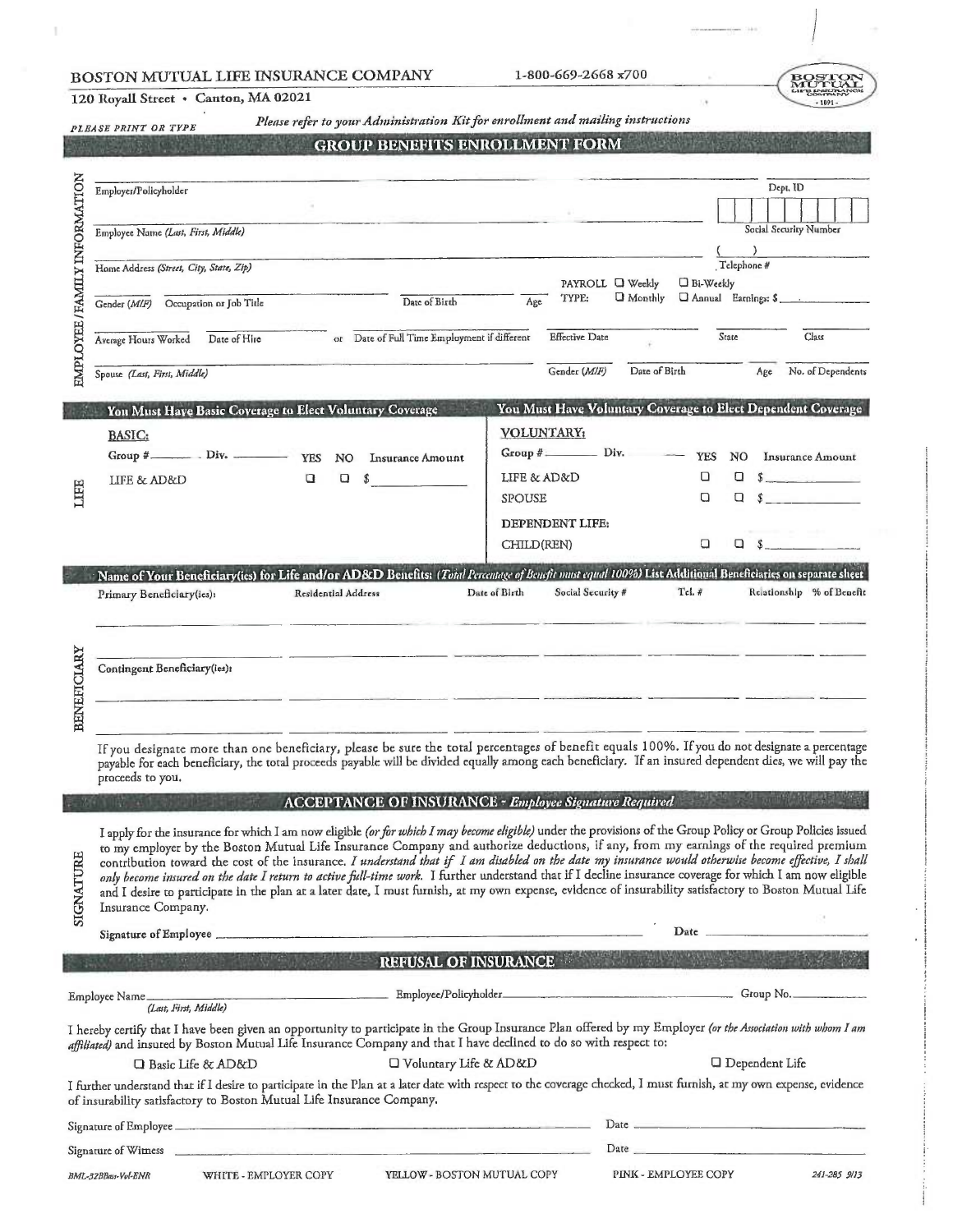BOSTON MUTUAL LIFE INSURANCE COMPANY 1-800-669-2668 x700

120 Royall Street • Canton, MA 02021

*PLEASE PRINT OR TYPE* *Please refer to your Administration Kit for enrollment and mailing instructions*

## GROUP BENEFITS ENROLLMENT FORM

### EMPLOYEE/FAMILY INFORMATION

Employer/Policyholder ______________________ Dept. ID

Employee Name *(Last, First, Middle)* ______________________ Social Security Number

Home Address *(Street, City, State, Zip)* ______________________ ( ) Telephone #

Gender *(M/F)* ____ Occupation or Job Title ____ Date of Birth ____ Age ____ PAYROLL TYPE: ☐ Weekly ☐ Bi-Weekly ☐ Monthly ☐ Annual Earnings: $______

Average Hours Worked ____ Date of Hire ____ or Date of Full Time Employment if different ____ Effective Date ____ State ____ Class ____

Spouse *(Last, First, Middle)* ______________________ Gender *(M/F)* ____ Date of Birth ____ Age ____ No. of Dependents ____

### LIFE

**You Must Have Basic Coverage to Elect Voluntary Coverage**

**BASIC:**

Group # ______ Div. ______

| | YES | NO | Insurance Amount |
|---|---|---|---|
| LIFE & AD&D | ☐ | ☐ | $ |

**You Must Have Voluntary Coverage to Elect Dependent Coverage**

**VOLUNTARY:**

Group # ______ Div. ______

| | YES | NO | Insurance Amount |
|---|---|---|---|
| LIFE & AD&D | ☐ | ☐ | $ |
| SPOUSE | ☐ | ☐ | $ |
| **DEPENDENT LIFE:** | | | |
| CHILD(REN) | ☐ | ☐ | $ |

### BENEFICIARY

**Name of Your Beneficiary(ies) for Life and/or AD&D Benefits:** *(Total Percentage of Benefit must equal 100%)* **List Additional Beneficiaries on separate sheet**

| | Residential Address | Date of Birth | Social Security # | Tel. # | Relationship | % of Benefit |
|---|---|---|---|---|---|---|
| Primary Beneficiary(ies): | | | | | | |
| | | | | | | |
| Contingent Beneficiary(ies): | | | | | | |
| | | | | | | |
| | | | | | | |

If you designate more than one beneficiary, please be sure the total percentages of benefit equals 100%. If you do not designate a percentage payable for each beneficiary, the total proceeds payable will be divided equally among each beneficiary. If an insured dependent dies, we will pay the proceeds to you.

## ACCEPTANCE OF INSURANCE - *Employee Signature Required*

### SIGNATURE

I apply for the insurance for which I am now eligible *(or for which I may become eligible)* under the provisions of the Group Policy or Group Policies issued to my employer by the Boston Mutual Life Insurance Company and authorize deductions, if any, from my earnings of the required premium contribution toward the cost of the insurance. *I understand that if I am disabled on the date my insurance would otherwise become effective, I shall only become insured on the date I return to active full-time work.* I further understand that if I decline insurance coverage for which I am now eligible and I desire to participate in the plan at a later date, I must furnish, at my own expense, evidence of insurability satisfactory to Boston Mutual Life Insurance Company.

Signature of Employee ______________________ Date ______________

## REFUSAL OF INSURANCE

Employee Name ______________________ Employee/Policyholder ______________________ Group No. ________
*(Last, First, Middle)*

I hereby certify that I have been given an opportunity to participate in the Group Insurance Plan offered by my Employer *(or the Association with whom I am affiliated)* and insured by Boston Mutual Life Insurance Company and that I have declined to do so with respect to:

☐ Basic Life & AD&D ☐ Voluntary Life & AD&D ☐ Dependent Life

I further understand that if I desire to participate in the Plan at a later date with respect to the coverage checked, I must furnish, at my own expense, evidence of insurability satisfactory to Boston Mutual Life Insurance Company.

Signature of Employee ______________________ Date ______________

Signature of Witness ______________________ Date ______________

BML-32BBas-Vol-ENR WHITE - EMPLOYER COPY YELLOW - BOSTON MUTUAL COPY PINK - EMPLOYEE COPY 241-285 9/13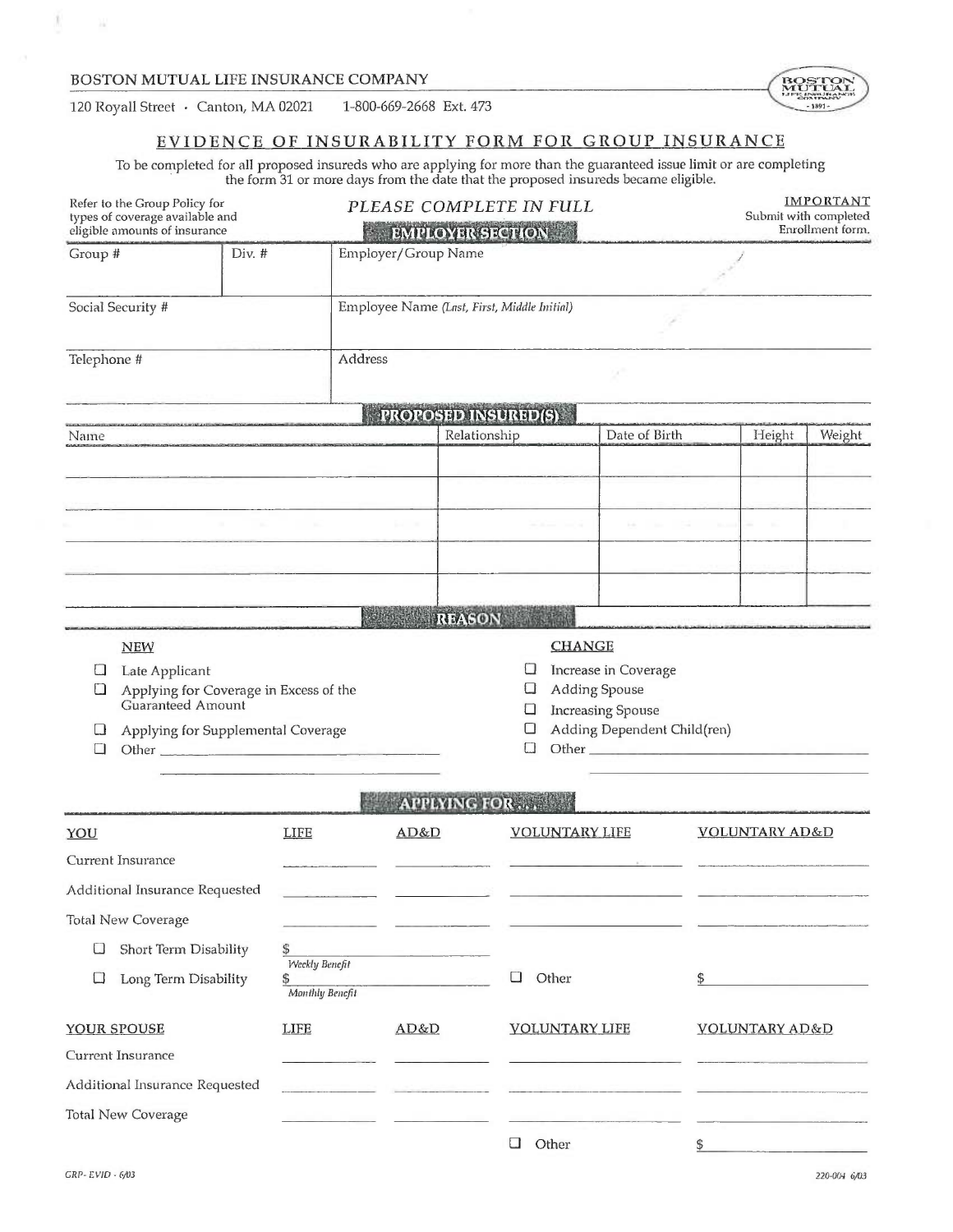BOSTON MUTUAL LIFE INSURANCE COMPANY

120 Royall Street · Canton, MA 02021 1-800-669-2668 Ext. 473

# EVIDENCE OF INSURABILITY FORM FOR GROUP INSURANCE

To be completed for all proposed insureds who are applying for more than the guaranteed issue limit or are completing the form 31 or more days from the date that the proposed insureds became eligible.

Refer to the Group Policy for types of coverage available and eligible amounts of insurance

*PLEASE COMPLETE IN FULL*

**IMPORTANT**
Submit with completed Enrollment form.

## EMPLOYER SECTION

| Group # | Div. # | Employer/Group Name |
|---|---|---|
| Social Security # | | Employee Name *(Last, First, Middle Initial)* |
| Telephone # | | Address |

## PROPOSED INSURED(S)

| Name | Relationship | Date of Birth | Height | Weight |
|---|---|---|---|---|
| | | | | |
| | | | | |
| | | | | |
| | | | | |
| | | | | |

## REASON

**NEW**

- ☐ Late Applicant
- ☐ Applying for Coverage in Excess of the Guaranteed Amount
- ☐ Applying for Supplemental Coverage
- ☐ Other ____________________

**CHANGE**

- ☐ Increase in Coverage
- ☐ Adding Spouse
- ☐ Increasing Spouse
- ☐ Adding Dependent Child(ren)
- ☐ Other ____________________

## APPLYING FOR...

| YOU | LIFE | AD&D | VOLUNTARY LIFE | VOLUNTARY AD&D |
|---|---|---|---|---|
| Current Insurance | | | | |
| Additional Insurance Requested | | | | |
| Total New Coverage | | | | |
| ☐ Short Term Disability | $ ______ *Weekly Benefit* | | | |
| ☐ Long Term Disability | $ ______ *Monthly Benefit* | | ☐ Other | $ |

| YOUR SPOUSE | LIFE | AD&D | VOLUNTARY LIFE | VOLUNTARY AD&D |
|---|---|---|---|---|
| Current Insurance | | | | |
| Additional Insurance Requested | | | | |
| Total New Coverage | | | | |
| | | | ☐ Other | $ |

GRP-EVID - 6/03

220-004 6/03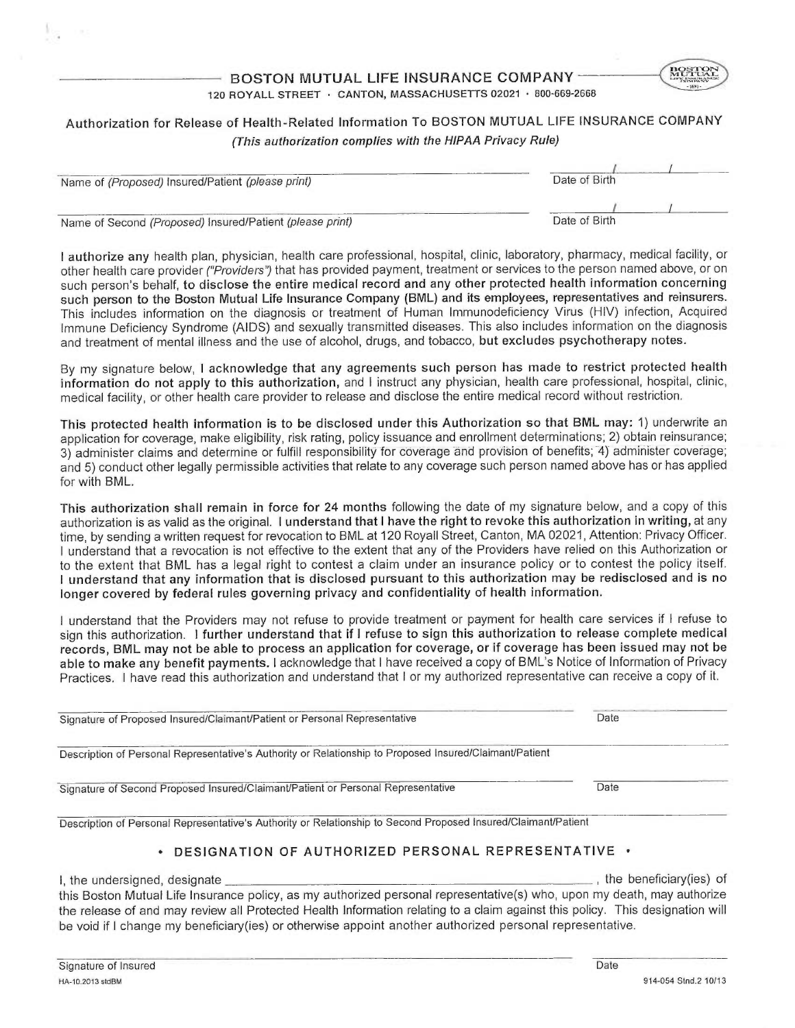# BOSTON MUTUAL LIFE INSURANCE COMPANY

120 ROYALL STREET · CANTON, MASSACHUSETTS 02021 · 800-669-2668

## Authorization for Release of Health-Related Information To BOSTON MUTUAL LIFE INSURANCE COMPANY

*(This authorization complies with the HIPAA Privacy Rule)*

Name of *(Proposed)* Insured/Patient *(please print)* ______________________ Date of Birth ____/____/____

Name of Second *(Proposed)* Insured/Patient *(please print)* ______________________ Date of Birth ____/____/____

**I authorize any** health plan, physician, health care professional, hospital, clinic, laboratory, pharmacy, medical facility, or other health care provider *("Providers")* that has provided payment, treatment or services to the person named above, or on such person's behalf, **to disclose the entire medical record and any other protected health information concerning such person to the Boston Mutual Life Insurance Company (BML) and its employees, representatives and reinsurers.** This includes information on the diagnosis or treatment of Human Immunodeficiency Virus (HIV) infection, Acquired Immune Deficiency Syndrome (AIDS) and sexually transmitted diseases. This also includes information on the diagnosis and treatment of mental illness and the use of alcohol, drugs, and tobacco, **but excludes psychotherapy notes.**

By my signature below, **I acknowledge that any agreements such person has made to restrict protected health information do not apply to this authorization,** and I instruct any physician, health care professional, hospital, clinic, medical facility, or other health care provider to release and disclose the entire medical record without restriction.

**This protected health information is to be disclosed under this Authorization so that BML may:** 1) underwrite an application for coverage, make eligibility, risk rating, policy issuance and enrollment determinations; 2) obtain reinsurance; 3) administer claims and determine or fulfill responsibility for coverage and provision of benefits; 4) administer coverage; and 5) conduct other legally permissible activities that relate to any coverage such person named above has or has applied for with BML.

**This authorization shall remain in force for 24 months** following the date of my signature below, and a copy of this authorization is as valid as the original. **I understand that I have the right to revoke this authorization in writing,** at any time, by sending a written request for revocation to BML at 120 Royall Street, Canton, MA 02021, Attention: Privacy Officer. I understand that a revocation is not effective to the extent that any of the Providers have relied on this Authorization or to the extent that BML has a legal right to contest a claim under an insurance policy or to contest the policy itself. **I understand that any information that is disclosed pursuant to this authorization may be redisclosed and is no longer covered by federal rules governing privacy and confidentiality of health information.**

I understand that the Providers may not refuse to provide treatment or payment for health care services if I refuse to sign this authorization. I **further understand that if I refuse to sign this authorization to release complete medical records, BML may not be able to process an application for coverage, or if coverage has been issued may not be able to make any benefit payments.** I acknowledge that I have received a copy of BML's Notice of Information of Privacy Practices. I have read this authorization and understand that I or my authorized representative can receive a copy of it.

Signature of Proposed Insured/Claimant/Patient or Personal Representative ______________________ Date ____________

Description of Personal Representative's Authority or Relationship to Proposed Insured/Claimant/Patient ______________________

Signature of Second Proposed Insured/Claimant/Patient or Personal Representative ______________________ Date ____________

Description of Personal Representative's Authority or Relationship to Second Proposed Insured/Claimant/Patient ______________________

## • DESIGNATION OF AUTHORIZED PERSONAL REPRESENTATIVE •

I, the undersigned, designate ______________________, the beneficiary(ies) of this Boston Mutual Life Insurance policy, as my authorized personal representative(s) who, upon my death, may authorize the release of and may review all Protected Health Information relating to a claim against this policy. This designation will be void if I change my beneficiary(ies) or otherwise appoint another authorized personal representative.

Signature of Insured ______________________ Date ____________

HA-10.2013 stdBM

914-054 Stnd.2 10/13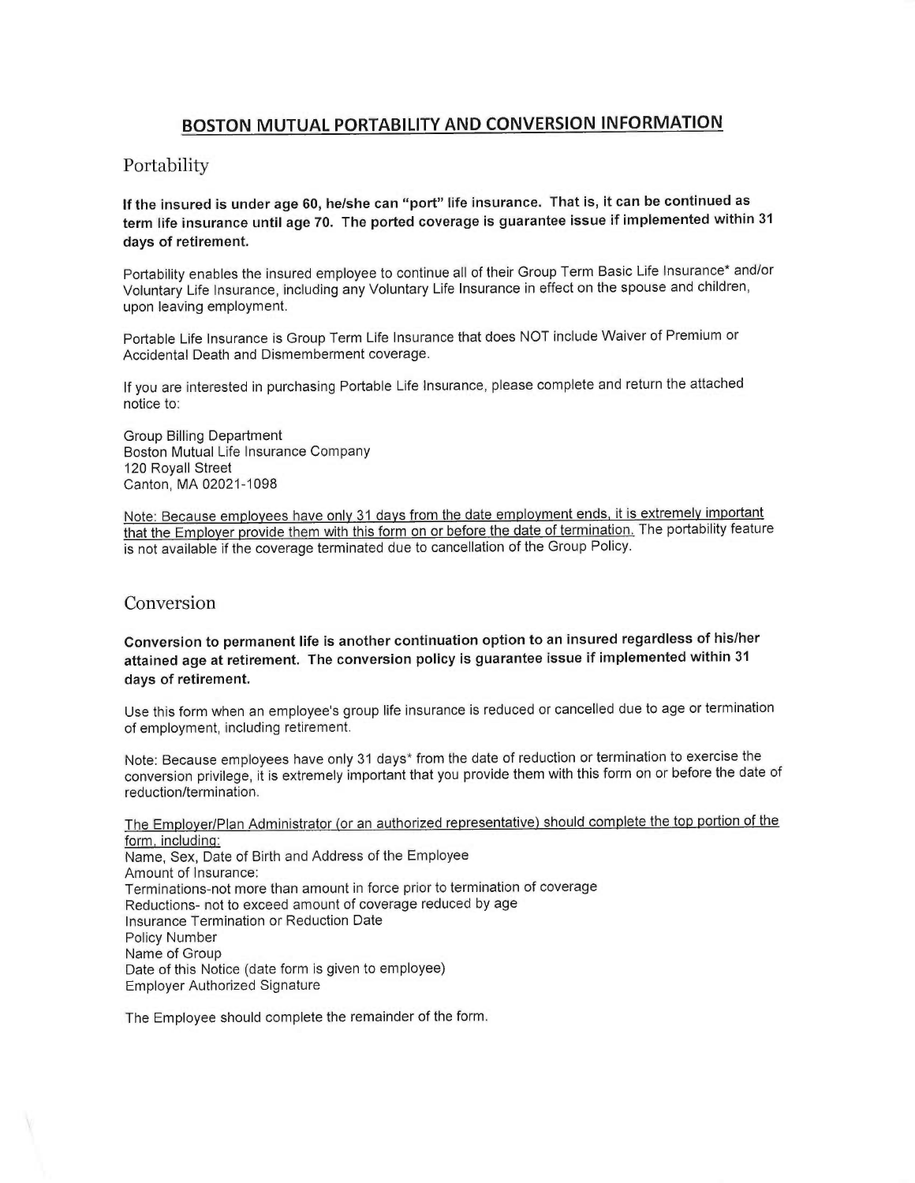# BOSTON MUTUAL PORTABILITY AND CONVERSION INFORMATION

## Portability

**If the insured is under age 60, he/she can "port" life insurance. That is, it can be continued as term life insurance until age 70. The ported coverage is guarantee issue if implemented within 31 days of retirement.**

Portability enables the insured employee to continue all of their Group Term Basic Life Insurance* and/or Voluntary Life Insurance, including any Voluntary Life Insurance in effect on the spouse and children, upon leaving employment.

Portable Life Insurance is Group Term Life Insurance that does NOT include Waiver of Premium or Accidental Death and Dismemberment coverage.

If you are interested in purchasing Portable Life Insurance, please complete and return the attached notice to:

Group Billing Department
Boston Mutual Life Insurance Company
120 Royall Street
Canton, MA 02021-1098

Note: <u>Because employees have only 31 days from the date employment ends, it is extremely important that the Employer provide them with this form on or before the date of termination.</u> The portability feature is not available if the coverage terminated due to cancellation of the Group Policy.

## Conversion

**Conversion to permanent life is another continuation option to an insured regardless of his/her attained age at retirement. The conversion policy is guarantee issue if implemented within 31 days of retirement.**

Use this form when an employee's group life insurance is reduced or cancelled due to age or termination of employment, including retirement.

Note: Because employees have only 31 days* from the date of reduction or termination to exercise the conversion privilege, it is extremely important that you provide them with this form on or before the date of reduction/termination.

<u>The Employer/Plan Administrator (or an authorized representative) should complete the top portion of the form, including:</u>
Name, Sex, Date of Birth and Address of the Employee
Amount of Insurance:
Terminations-not more than amount in force prior to termination of coverage
Reductions- not to exceed amount of coverage reduced by age
Insurance Termination or Reduction Date
Policy Number
Name of Group
Date of this Notice (date form is given to employee)
Employer Authorized Signature

The Employee should complete the remainder of the form.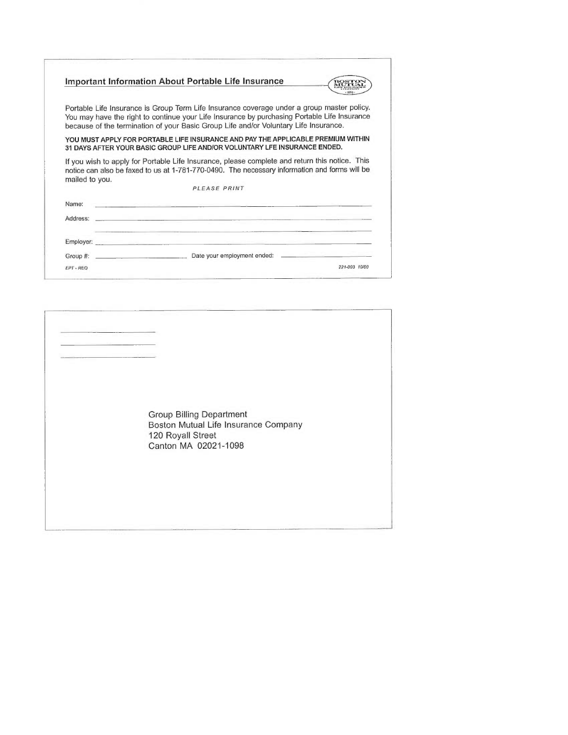## Important Information About Portable Life Insurance

BOSTON MUTUAL LIFE INSURANCE COMPANY - 1891 -

Portable Life Insurance is Group Term Life Insurance coverage under a group master policy. You may have the right to continue your Life Insurance by purchasing Portable Life Insurance because of the termination of your Basic Group Life and/or Voluntary Life Insurance.

**YOU MUST APPLY FOR PORTABLE LIFE INSURANCE AND PAY THE APPLICABLE PREMIUM WITHIN 31 DAYS AFTER YOUR BASIC GROUP LIFE AND/OR VOLUNTARY LFE INSURANCE ENDED.**

If you wish to apply for Portable Life Insurance, please complete and return this notice. This notice can also be faxed to us at 1-781-770-0490. The necessary information and forms will be mailed to you.

*PLEASE PRINT*

Name: ______________________________

Address: ______________________________

______________________________

Employer: ______________________________

Group #: ______________ Date your employment ended: ______________

*EPT - REQ* *221-003 10/00*

---

______________

______________

______________

Group Billing Department
Boston Mutual Life Insurance Company
120 Royall Street
Canton MA 02021-1098